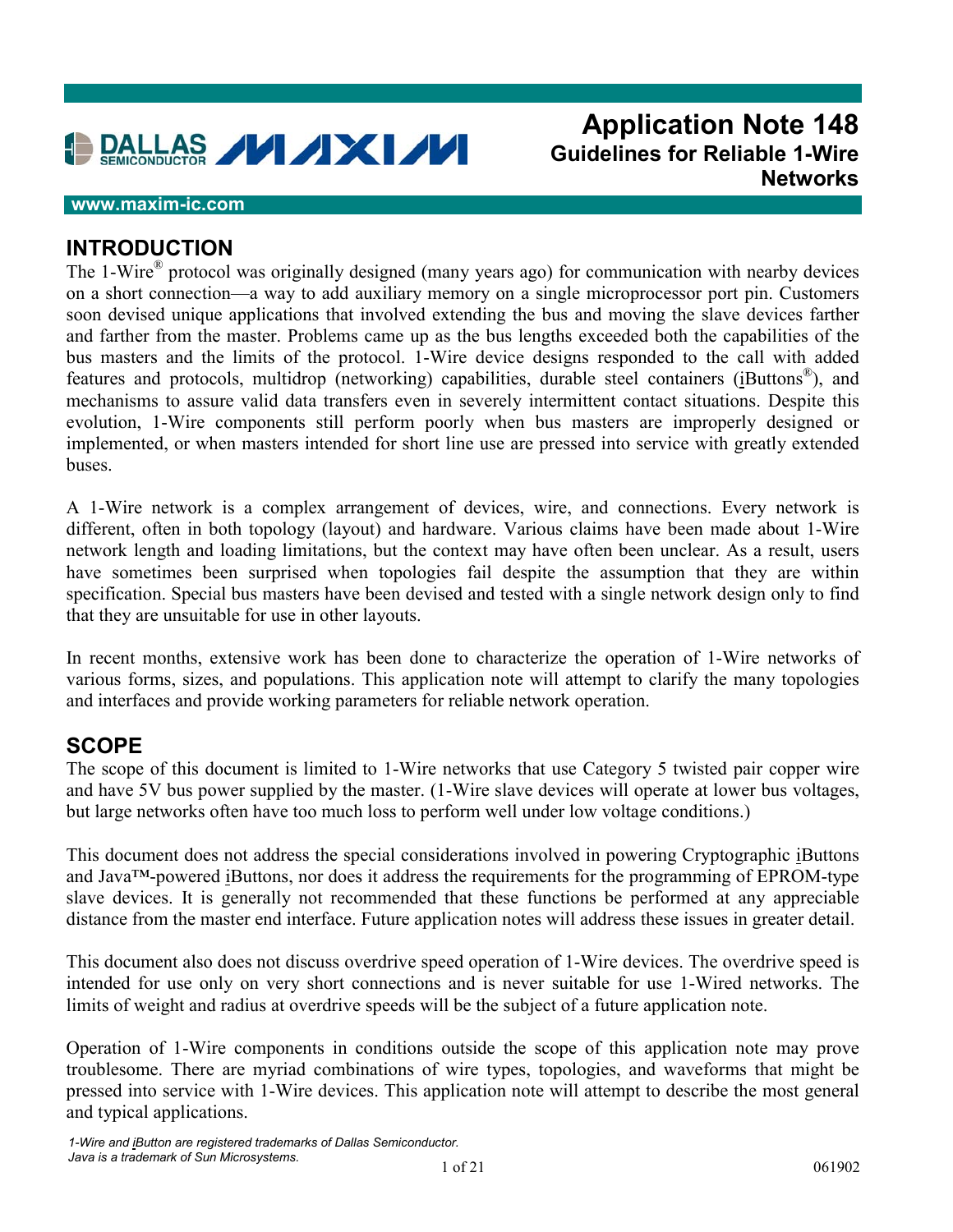# Application Note 148
## Guidelines for Reliable 1-Wire Networks

www.maxim-ic.com

## INTRODUCTION

The 1-Wire® protocol was originally designed (many years ago) for communication with nearby devices on a short connection—a way to add auxiliary memory on a single microprocessor port pin. Customers soon devised unique applications that involved extending the bus and moving the slave devices farther and farther from the master. Problems came up as the bus lengths exceeded both the capabilities of the bus masters and the limits of the protocol. 1-Wire device designs responded to the call with added features and protocols, multidrop (networking) capabilities, durable steel containers (iButtons®), and mechanisms to assure valid data transfers even in severely intermittent contact situations. Despite this evolution, 1-Wire components still perform poorly when bus masters are improperly designed or implemented, or when masters intended for short line use are pressed into service with greatly extended buses.

A 1-Wire network is a complex arrangement of devices, wire, and connections. Every network is different, often in both topology (layout) and hardware. Various claims have been made about 1-Wire network length and loading limitations, but the context may have often been unclear. As a result, users have sometimes been surprised when topologies fail despite the assumption that they are within specification. Special bus masters have been devised and tested with a single network design only to find that they are unsuitable for use in other layouts.

In recent months, extensive work has been done to characterize the operation of 1-Wire networks of various forms, sizes, and populations. This application note will attempt to clarify the many topologies and interfaces and provide working parameters for reliable network operation.

## SCOPE

The scope of this document is limited to 1-Wire networks that use Category 5 twisted pair copper wire and have 5V bus power supplied by the master. (1-Wire slave devices will operate at lower bus voltages, but large networks often have too much loss to perform well under low voltage conditions.)

This document does not address the special considerations involved in powering Cryptographic iButtons and Java™-powered iButtons, nor does it address the requirements for the programming of EPROM-type slave devices. It is generally not recommended that these functions be performed at any appreciable distance from the master end interface. Future application notes will address these issues in greater detail.

This document also does not discuss overdrive speed operation of 1-Wire devices. The overdrive speed is intended for use only on very short connections and is never suitable for use 1-Wired networks. The limits of weight and radius at overdrive speeds will be the subject of a future application note.

Operation of 1-Wire components in conditions outside the scope of this application note may prove troublesome. There are myriad combinations of wire types, topologies, and waveforms that might be pressed into service with 1-Wire devices. This application note will attempt to describe the most general and typical applications.

*1-Wire and iButton are registered trademarks of Dallas Semiconductor.*
*Java is a trademark of Sun Microsystems.*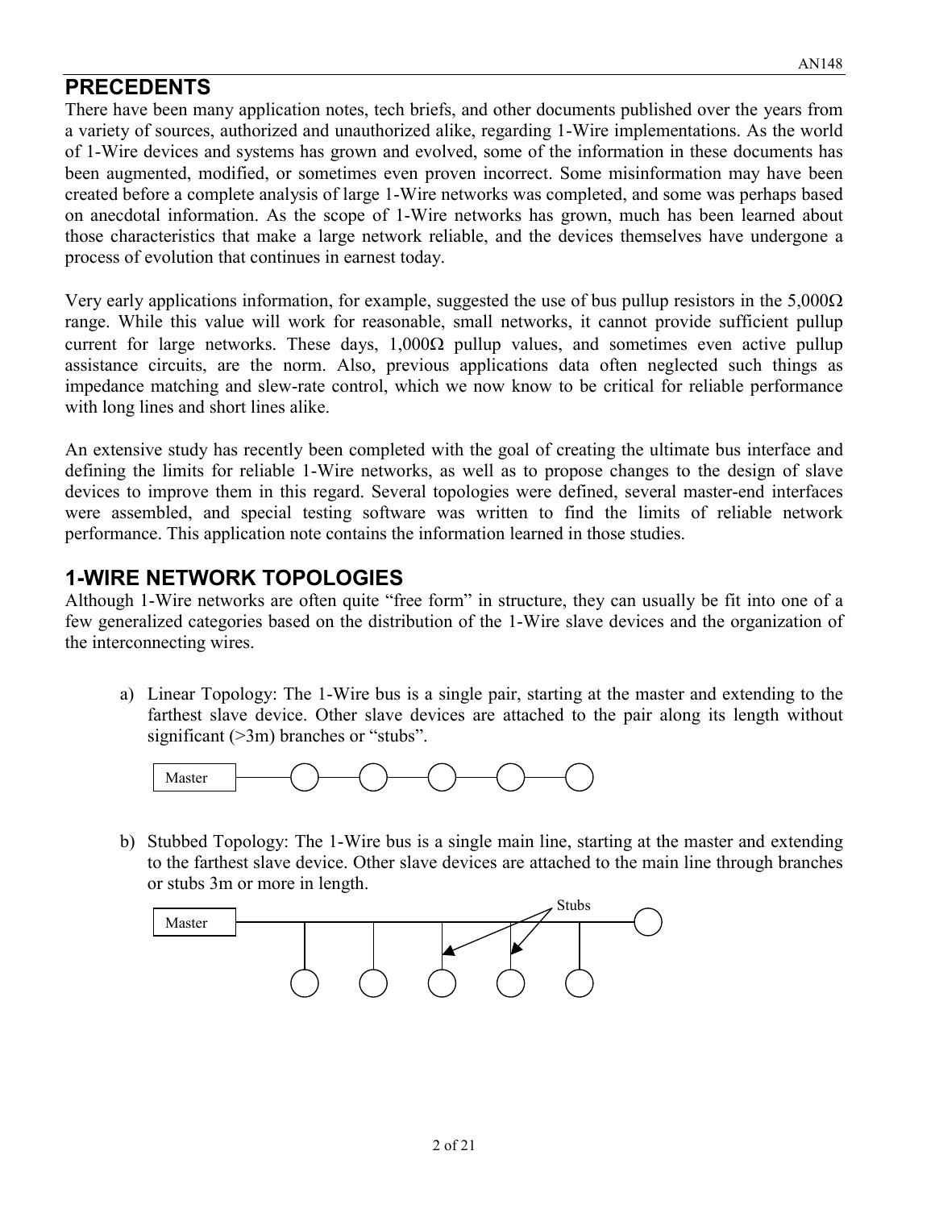## PRECEDENTS

There have been many application notes, tech briefs, and other documents published over the years from a variety of sources, authorized and unauthorized alike, regarding 1-Wire implementations. As the world of 1-Wire devices and systems has grown and evolved, some of the information in these documents has been augmented, modified, or sometimes even proven incorrect. Some misinformation may have been created before a complete analysis of large 1-Wire networks was completed, and some was perhaps based on anecdotal information. As the scope of 1-Wire networks has grown, much has been learned about those characteristics that make a large network reliable, and the devices themselves have undergone a process of evolution that continues in earnest today.

Very early applications information, for example, suggested the use of bus pullup resistors in the 5,000Ω range. While this value will work for reasonable, small networks, it cannot provide sufficient pullup current for large networks. These days, 1,000Ω pullup values, and sometimes even active pullup assistance circuits, are the norm. Also, previous applications data often neglected such things as impedance matching and slew-rate control, which we now know to be critical for reliable performance with long lines and short lines alike.

An extensive study has recently been completed with the goal of creating the ultimate bus interface and defining the limits for reliable 1-Wire networks, as well as to propose changes to the design of slave devices to improve them in this regard. Several topologies were defined, several master-end interfaces were assembled, and special testing software was written to find the limits of reliable network performance. This application note contains the information learned in those studies.

## 1-WIRE NETWORK TOPOLOGIES

Although 1-Wire networks are often quite "free form" in structure, they can usually be fit into one of a few generalized categories based on the distribution of the 1-Wire slave devices and the organization of the interconnecting wires.

a) Linear Topology: The 1-Wire bus is a single pair, starting at the master and extending to the farthest slave device. Other slave devices are attached to the pair along its length without significant (>3m) branches or "stubs".

Master

b) Stubbed Topology: The 1-Wire bus is a single main line, starting at the master and extending to the farthest slave device. Other slave devices are attached to the main line through branches or stubs 3m or more in length.

Master

Stubs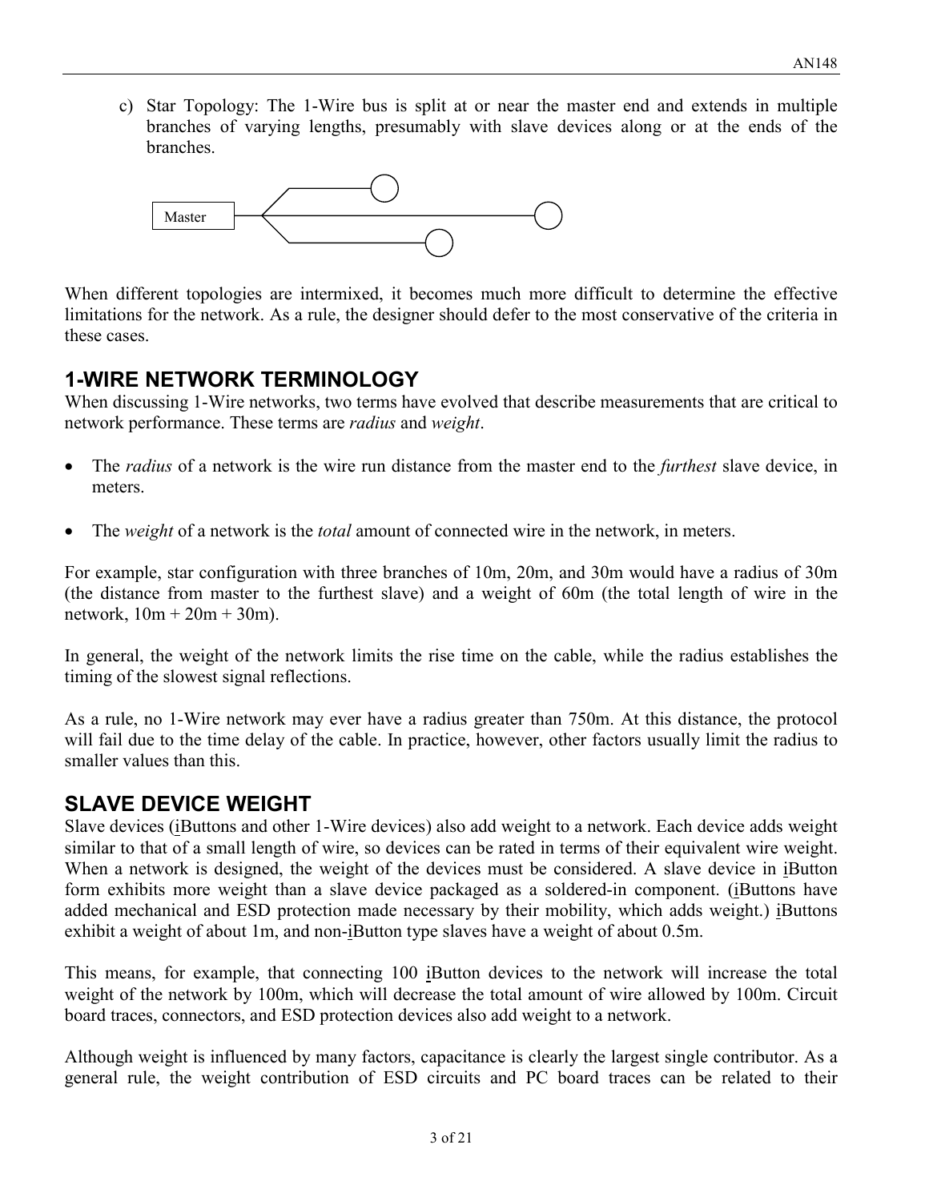c) Star Topology: The 1-Wire bus is split at or near the master end and extends in multiple branches of varying lengths, presumably with slave devices along or at the ends of the branches.

When different topologies are intermixed, it becomes much more difficult to determine the effective limitations for the network. As a rule, the designer should defer to the most conservative of the criteria in these cases.

## 1-WIRE NETWORK TERMINOLOGY

When discussing 1-Wire networks, two terms have evolved that describe measurements that are critical to network performance. These terms are *radius* and *weight*.

- The *radius* of a network is the wire run distance from the master end to the *furthest* slave device, in meters.
- The *weight* of a network is the *total* amount of connected wire in the network, in meters.

For example, star configuration with three branches of 10m, 20m, and 30m would have a radius of 30m (the distance from master to the furthest slave) and a weight of 60m (the total length of wire in the network, 10m + 20m + 30m).

In general, the weight of the network limits the rise time on the cable, while the radius establishes the timing of the slowest signal reflections.

As a rule, no 1-Wire network may ever have a radius greater than 750m. At this distance, the protocol will fail due to the time delay of the cable. In practice, however, other factors usually limit the radius to smaller values than this.

## SLAVE DEVICE WEIGHT

Slave devices (iButtons and other 1-Wire devices) also add weight to a network. Each device adds weight similar to that of a small length of wire, so devices can be rated in terms of their equivalent wire weight. When a network is designed, the weight of the devices must be considered. A slave device in iButton form exhibits more weight than a slave device packaged as a soldered-in component. (iButtons have added mechanical and ESD protection made necessary by their mobility, which adds weight.) iButtons exhibit a weight of about 1m, and non-iButton type slaves have a weight of about 0.5m.

This means, for example, that connecting 100 iButton devices to the network will increase the total weight of the network by 100m, which will decrease the total amount of wire allowed by 100m. Circuit board traces, connectors, and ESD protection devices also add weight to a network.

Although weight is influenced by many factors, capacitance is clearly the largest single contributor. As a general rule, the weight contribution of ESD circuits and PC board traces can be related to their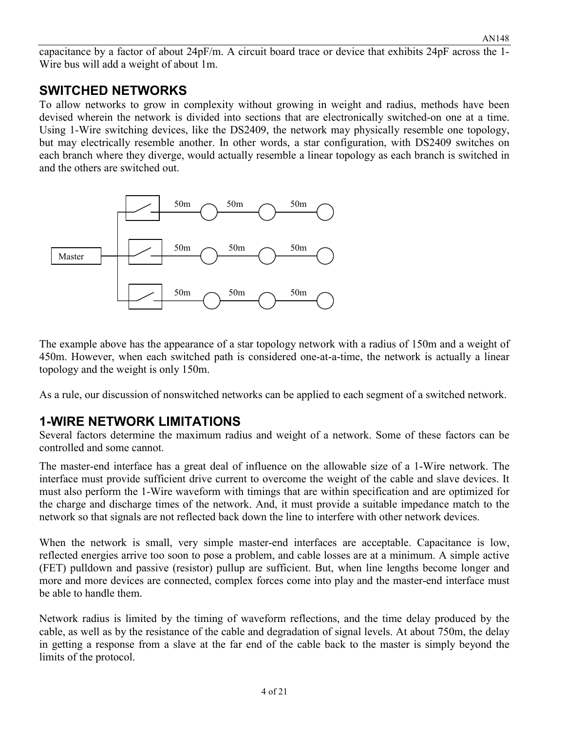capacitance by a factor of about 24pF/m. A circuit board trace or device that exhibits 24pF across the 1-Wire bus will add a weight of about 1m.

## SWITCHED NETWORKS

To allow networks to grow in complexity without growing in weight and radius, methods have been devised wherein the network is divided into sections that are electronically switched-on one at a time. Using 1-Wire switching devices, like the DS2409, the network may physically resemble one topology, but may electrically resemble another. In other words, a star configuration, with DS2409 switches on each branch where they diverge, would actually resemble a linear topology as each branch is switched in and the others are switched out.

The example above has the appearance of a star topology network with a radius of 150m and a weight of 450m. However, when each switched path is considered one-at-a-time, the network is actually a linear topology and the weight is only 150m.

As a rule, our discussion of nonswitched networks can be applied to each segment of a switched network.

## 1-WIRE NETWORK LIMITATIONS

Several factors determine the maximum radius and weight of a network. Some of these factors can be controlled and some cannot.

The master-end interface has a great deal of influence on the allowable size of a 1-Wire network. The interface must provide sufficient drive current to overcome the weight of the cable and slave devices. It must also perform the 1-Wire waveform with timings that are within specification and are optimized for the charge and discharge times of the network. And, it must provide a suitable impedance match to the network so that signals are not reflected back down the line to interfere with other network devices.

When the network is small, very simple master-end interfaces are acceptable. Capacitance is low, reflected energies arrive too soon to pose a problem, and cable losses are at a minimum. A simple active (FET) pulldown and passive (resistor) pullup are sufficient. But, when line lengths become longer and more and more devices are connected, complex forces come into play and the master-end interface must be able to handle them.

Network radius is limited by the timing of waveform reflections, and the time delay produced by the cable, as well as by the resistance of the cable and degradation of signal levels. At about 750m, the delay in getting a response from a slave at the far end of the cable back to the master is simply beyond the limits of the protocol.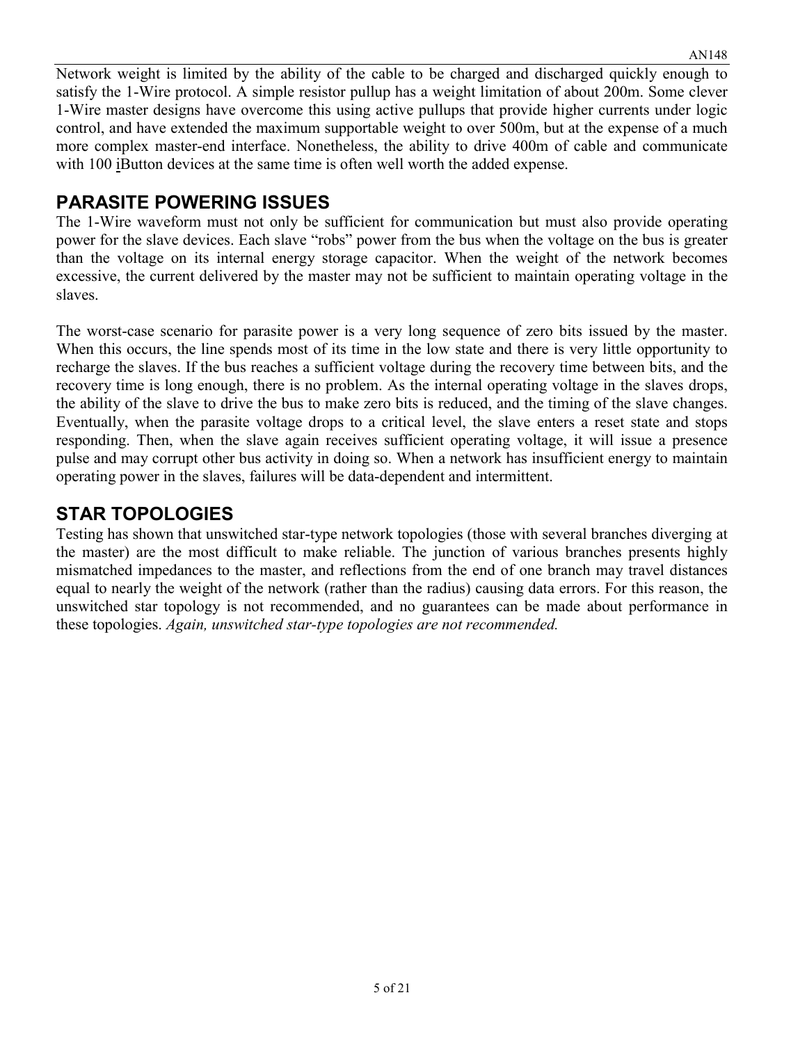Network weight is limited by the ability of the cable to be charged and discharged quickly enough to satisfy the 1-Wire protocol. A simple resistor pullup has a weight limitation of about 200m. Some clever 1-Wire master designs have overcome this using active pullups that provide higher currents under logic control, and have extended the maximum supportable weight to over 500m, but at the expense of a much more complex master-end interface. Nonetheless, the ability to drive 400m of cable and communicate with 100 iButton devices at the same time is often well worth the added expense.

## PARASITE POWERING ISSUES

The 1-Wire waveform must not only be sufficient for communication but must also provide operating power for the slave devices. Each slave "robs" power from the bus when the voltage on the bus is greater than the voltage on its internal energy storage capacitor. When the weight of the network becomes excessive, the current delivered by the master may not be sufficient to maintain operating voltage in the slaves.

The worst-case scenario for parasite power is a very long sequence of zero bits issued by the master. When this occurs, the line spends most of its time in the low state and there is very little opportunity to recharge the slaves. If the bus reaches a sufficient voltage during the recovery time between bits, and the recovery time is long enough, there is no problem. As the internal operating voltage in the slaves drops, the ability of the slave to drive the bus to make zero bits is reduced, and the timing of the slave changes. Eventually, when the parasite voltage drops to a critical level, the slave enters a reset state and stops responding. Then, when the slave again receives sufficient operating voltage, it will issue a presence pulse and may corrupt other bus activity in doing so. When a network has insufficient energy to maintain operating power in the slaves, failures will be data-dependent and intermittent.

## STAR TOPOLOGIES

Testing has shown that unswitched star-type network topologies (those with several branches diverging at the master) are the most difficult to make reliable. The junction of various branches presents highly mismatched impedances to the master, and reflections from the end of one branch may travel distances equal to nearly the weight of the network (rather than the radius) causing data errors. For this reason, the unswitched star topology is not recommended, and no guarantees can be made about performance in these topologies. *Again, unswitched star-type topologies are not recommended.*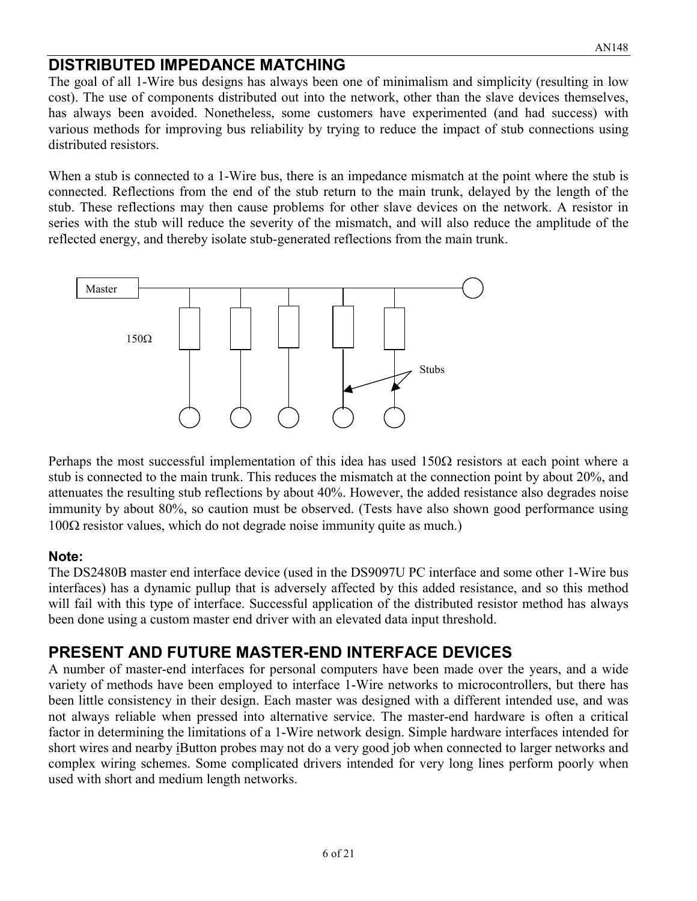## DISTRIBUTED IMPEDANCE MATCHING

The goal of all 1-Wire bus designs has always been one of minimalism and simplicity (resulting in low cost). The use of components distributed out into the network, other than the slave devices themselves, has always been avoided. Nonetheless, some customers have experimented (and had success) with various methods for improving bus reliability by trying to reduce the impact of stub connections using distributed resistors.

When a stub is connected to a 1-Wire bus, there is an impedance mismatch at the point where the stub is connected. Reflections from the end of the stub return to the main trunk, delayed by the length of the stub. These reflections may then cause problems for other slave devices on the network. A resistor in series with the stub will reduce the severity of the mismatch, and will also reduce the amplitude of the reflected energy, and thereby isolate stub-generated reflections from the main trunk.

Master

150Ω

Stubs

Perhaps the most successful implementation of this idea has used 150Ω resistors at each point where a stub is connected to the main trunk. This reduces the mismatch at the connection point by about 20%, and attenuates the resulting stub reflections by about 40%. However, the added resistance also degrades noise immunity by about 80%, so caution must be observed. (Tests have also shown good performance using 100Ω resistor values, which do not degrade noise immunity quite as much.)

### Note:

The DS2480B master end interface device (used in the DS9097U PC interface and some other 1-Wire bus interfaces) has a dynamic pullup that is adversely affected by this added resistance, and so this method will fail with this type of interface. Successful application of the distributed resistor method has always been done using a custom master end driver with an elevated data input threshold.

## PRESENT AND FUTURE MASTER-END INTERFACE DEVICES

A number of master-end interfaces for personal computers have been made over the years, and a wide variety of methods have been employed to interface 1-Wire networks to microcontrollers, but there has been little consistency in their design. Each master was designed with a different intended use, and was not always reliable when pressed into alternative service. The master-end hardware is often a critical factor in determining the limitations of a 1-Wire network design. Simple hardware interfaces intended for short wires and nearby iButton probes may not do a very good job when connected to larger networks and complex wiring schemes. Some complicated drivers intended for very long lines perform poorly when used with short and medium length networks.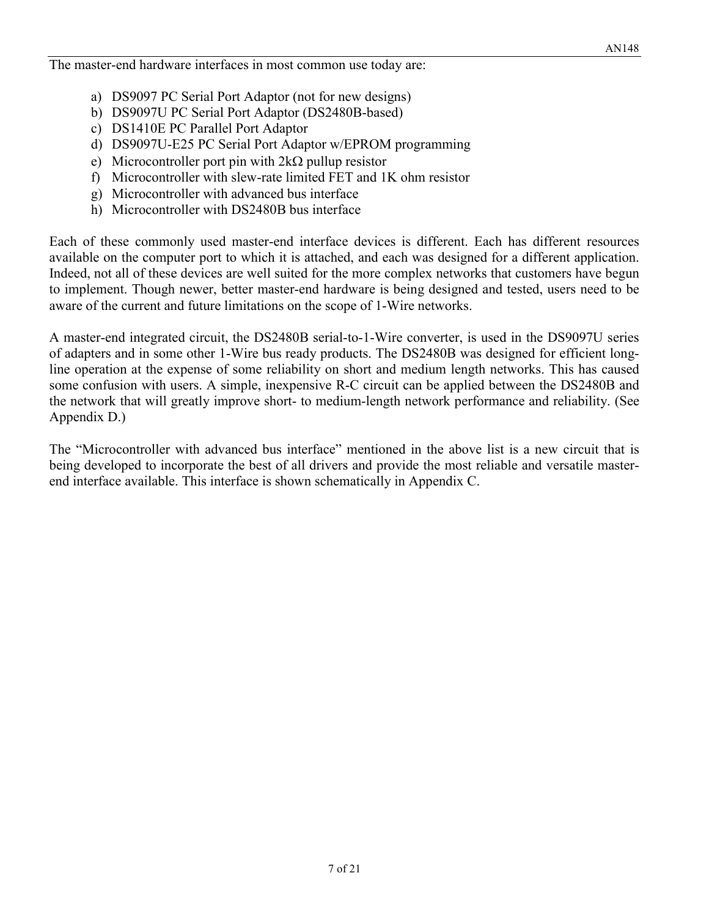The master-end hardware interfaces in most common use today are:

a) DS9097 PC Serial Port Adaptor (not for new designs)
b) DS9097U PC Serial Port Adaptor (DS2480B-based)
c) DS1410E PC Parallel Port Adaptor
d) DS9097U-E25 PC Serial Port Adaptor w/EPROM programming
e) Microcontroller port pin with 2kΩ pullup resistor
f) Microcontroller with slew-rate limited FET and 1K ohm resistor
g) Microcontroller with advanced bus interface
h) Microcontroller with DS2480B bus interface

Each of these commonly used master-end interface devices is different. Each has different resources available on the computer port to which it is attached, and each was designed for a different application. Indeed, not all of these devices are well suited for the more complex networks that customers have begun to implement. Though newer, better master-end hardware is being designed and tested, users need to be aware of the current and future limitations on the scope of 1-Wire networks.

A master-end integrated circuit, the DS2480B serial-to-1-Wire converter, is used in the DS9097U series of adapters and in some other 1-Wire bus ready products. The DS2480B was designed for efficient long-line operation at the expense of some reliability on short and medium length networks. This has caused some confusion with users. A simple, inexpensive R-C circuit can be applied between the DS2480B and the network that will greatly improve short- to medium-length network performance and reliability. (See Appendix D.)

The "Microcontroller with advanced bus interface" mentioned in the above list is a new circuit that is being developed to incorporate the best of all drivers and provide the most reliable and versatile master-end interface available. This interface is shown schematically in Appendix C.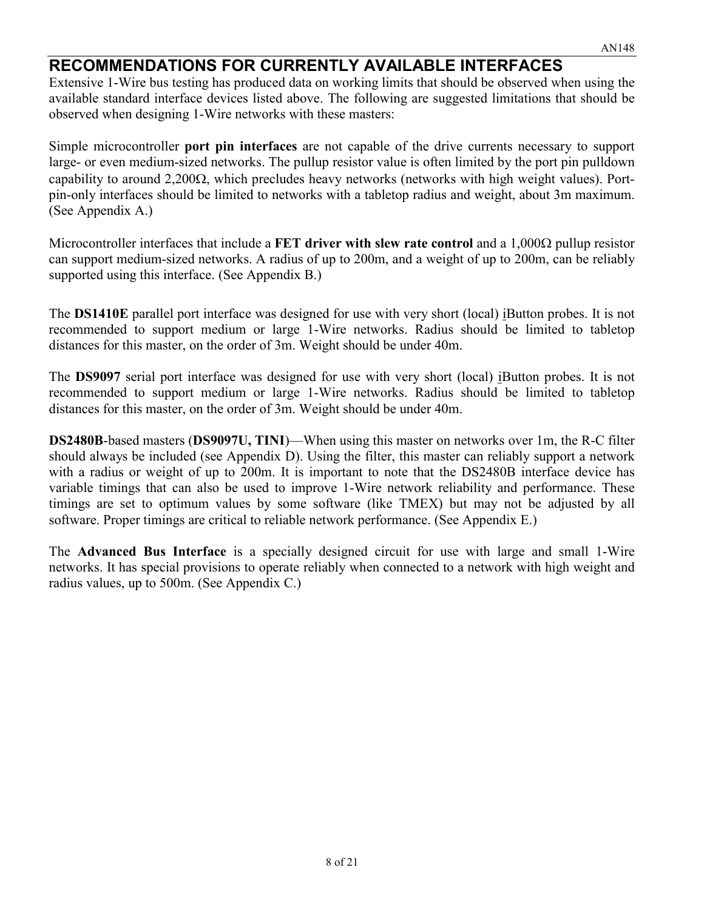## RECOMMENDATIONS FOR CURRENTLY AVAILABLE INTERFACES

Extensive 1-Wire bus testing has produced data on working limits that should be observed when using the available standard interface devices listed above. The following are suggested limitations that should be observed when designing 1-Wire networks with these masters:

Simple microcontroller **port pin interfaces** are not capable of the drive currents necessary to support large- or even medium-sized networks. The pullup resistor value is often limited by the port pin pulldown capability to around 2,200Ω, which precludes heavy networks (networks with high weight values). Port-pin-only interfaces should be limited to networks with a tabletop radius and weight, about 3m maximum. (See Appendix A.)

Microcontroller interfaces that include a **FET driver with slew rate control** and a 1,000Ω pullup resistor can support medium-sized networks. A radius of up to 200m, and a weight of up to 200m, can be reliably supported using this interface. (See Appendix B.)

The **DS1410E** parallel port interface was designed for use with very short (local) iButton probes. It is not recommended to support medium or large 1-Wire networks. Radius should be limited to tabletop distances for this master, on the order of 3m. Weight should be under 40m.

The **DS9097** serial port interface was designed for use with very short (local) iButton probes. It is not recommended to support medium or large 1-Wire networks. Radius should be limited to tabletop distances for this master, on the order of 3m. Weight should be under 40m.

**DS2480B**-based masters (**DS9097U, TINI**)—When using this master on networks over 1m, the R-C filter should always be included (see Appendix D). Using the filter, this master can reliably support a network with a radius or weight of up to 200m. It is important to note that the DS2480B interface device has variable timings that can also be used to improve 1-Wire network reliability and performance. These timings are set to optimum values by some software (like TMEX) but may not be adjusted by all software. Proper timings are critical to reliable network performance. (See Appendix E.)

The **Advanced Bus Interface** is a specially designed circuit for use with large and small 1-Wire networks. It has special provisions to operate reliably when connected to a network with high weight and radius values, up to 500m. (See Appendix C.)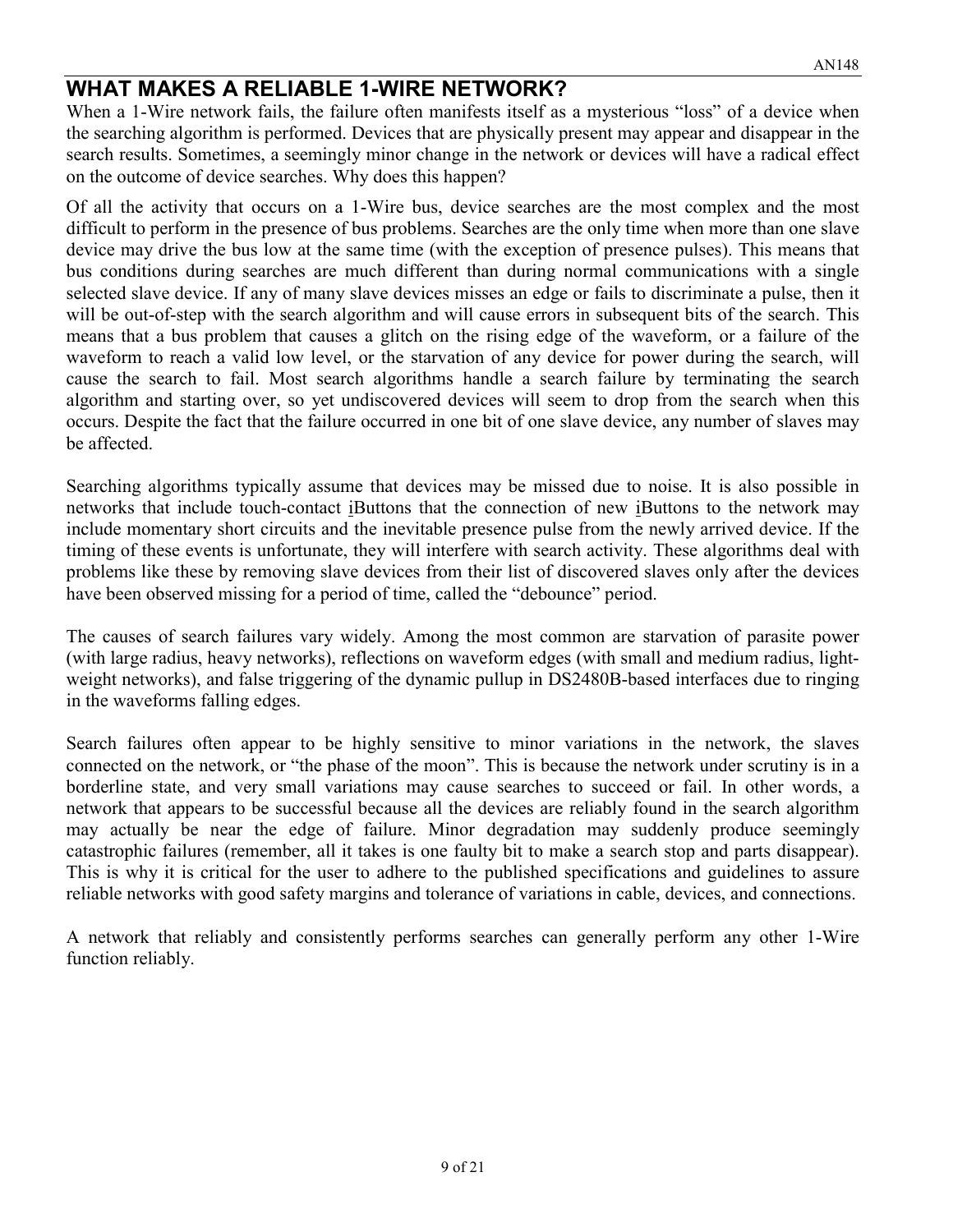## WHAT MAKES A RELIABLE 1-WIRE NETWORK?

When a 1-Wire network fails, the failure often manifests itself as a mysterious "loss" of a device when the searching algorithm is performed. Devices that are physically present may appear and disappear in the search results. Sometimes, a seemingly minor change in the network or devices will have a radical effect on the outcome of device searches. Why does this happen?

Of all the activity that occurs on a 1-Wire bus, device searches are the most complex and the most difficult to perform in the presence of bus problems. Searches are the only time when more than one slave device may drive the bus low at the same time (with the exception of presence pulses). This means that bus conditions during searches are much different than during normal communications with a single selected slave device. If any of many slave devices misses an edge or fails to discriminate a pulse, then it will be out-of-step with the search algorithm and will cause errors in subsequent bits of the search. This means that a bus problem that causes a glitch on the rising edge of the waveform, or a failure of the waveform to reach a valid low level, or the starvation of any device for power during the search, will cause the search to fail. Most search algorithms handle a search failure by terminating the search algorithm and starting over, so yet undiscovered devices will seem to drop from the search when this occurs. Despite the fact that the failure occurred in one bit of one slave device, any number of slaves may be affected.

Searching algorithms typically assume that devices may be missed due to noise. It is also possible in networks that include touch-contact iButtons that the connection of new iButtons to the network may include momentary short circuits and the inevitable presence pulse from the newly arrived device. If the timing of these events is unfortunate, they will interfere with search activity. These algorithms deal with problems like these by removing slave devices from their list of discovered slaves only after the devices have been observed missing for a period of time, called the "debounce" period.

The causes of search failures vary widely. Among the most common are starvation of parasite power (with large radius, heavy networks), reflections on waveform edges (with small and medium radius, light-weight networks), and false triggering of the dynamic pullup in DS2480B-based interfaces due to ringing in the waveforms falling edges.

Search failures often appear to be highly sensitive to minor variations in the network, the slaves connected on the network, or "the phase of the moon". This is because the network under scrutiny is in a borderline state, and very small variations may cause searches to succeed or fail. In other words, a network that appears to be successful because all the devices are reliably found in the search algorithm may actually be near the edge of failure. Minor degradation may suddenly produce seemingly catastrophic failures (remember, all it takes is one faulty bit to make a search stop and parts disappear). This is why it is critical for the user to adhere to the published specifications and guidelines to assure reliable networks with good safety margins and tolerance of variations in cable, devices, and connections.

A network that reliably and consistently performs searches can generally perform any other 1-Wire function reliably.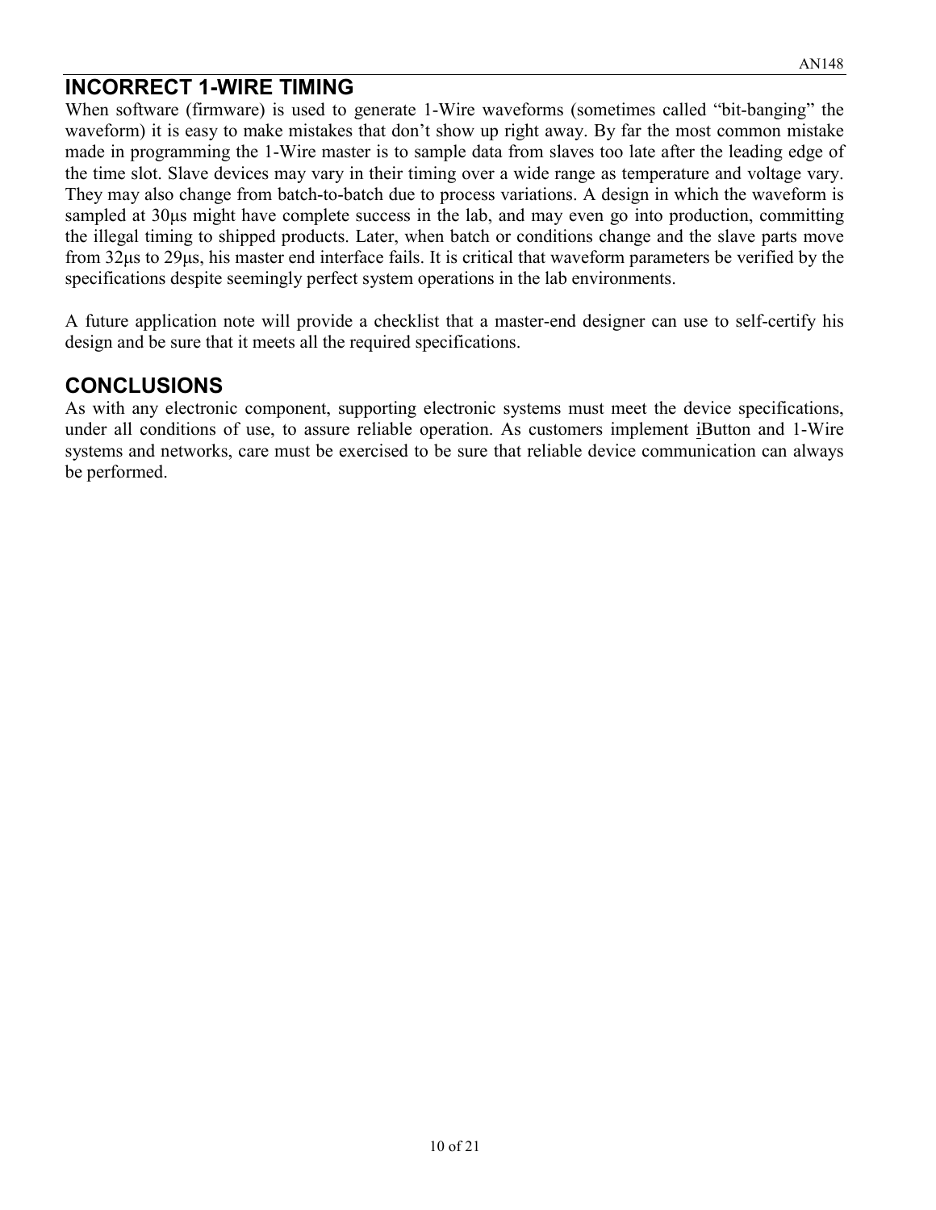## INCORRECT 1-WIRE TIMING

When software (firmware) is used to generate 1-Wire waveforms (sometimes called "bit-banging" the waveform) it is easy to make mistakes that don't show up right away. By far the most common mistake made in programming the 1-Wire master is to sample data from slaves too late after the leading edge of the time slot. Slave devices may vary in their timing over a wide range as temperature and voltage vary. They may also change from batch-to-batch due to process variations. A design in which the waveform is sampled at 30µs might have complete success in the lab, and may even go into production, committing the illegal timing to shipped products. Later, when batch or conditions change and the slave parts move from 32µs to 29µs, his master end interface fails. It is critical that waveform parameters be verified by the specifications despite seemingly perfect system operations in the lab environments.

A future application note will provide a checklist that a master-end designer can use to self-certify his design and be sure that it meets all the required specifications.

## CONCLUSIONS

As with any electronic component, supporting electronic systems must meet the device specifications, under all conditions of use, to assure reliable operation. As customers implement iButton and 1-Wire systems and networks, care must be exercised to be sure that reliable device communication can always be performed.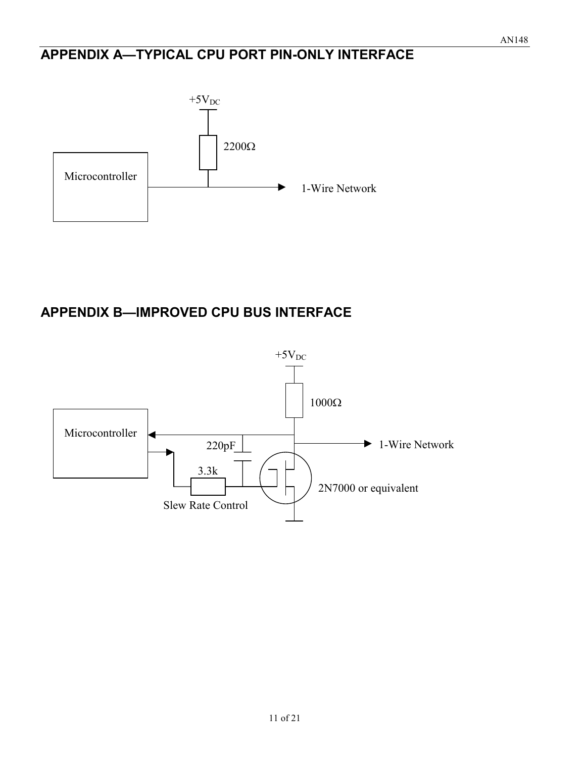## APPENDIX A—TYPICAL CPU PORT PIN-ONLY INTERFACE

$+5V_{DC}$

2200Ω

Microcontroller

1-Wire Network

## APPENDIX B—IMPROVED CPU BUS INTERFACE

$+5V_{DC}$

1000Ω

Microcontroller

220pF

1-Wire Network

3.3k

2N7000 or equivalent

Slew Rate Control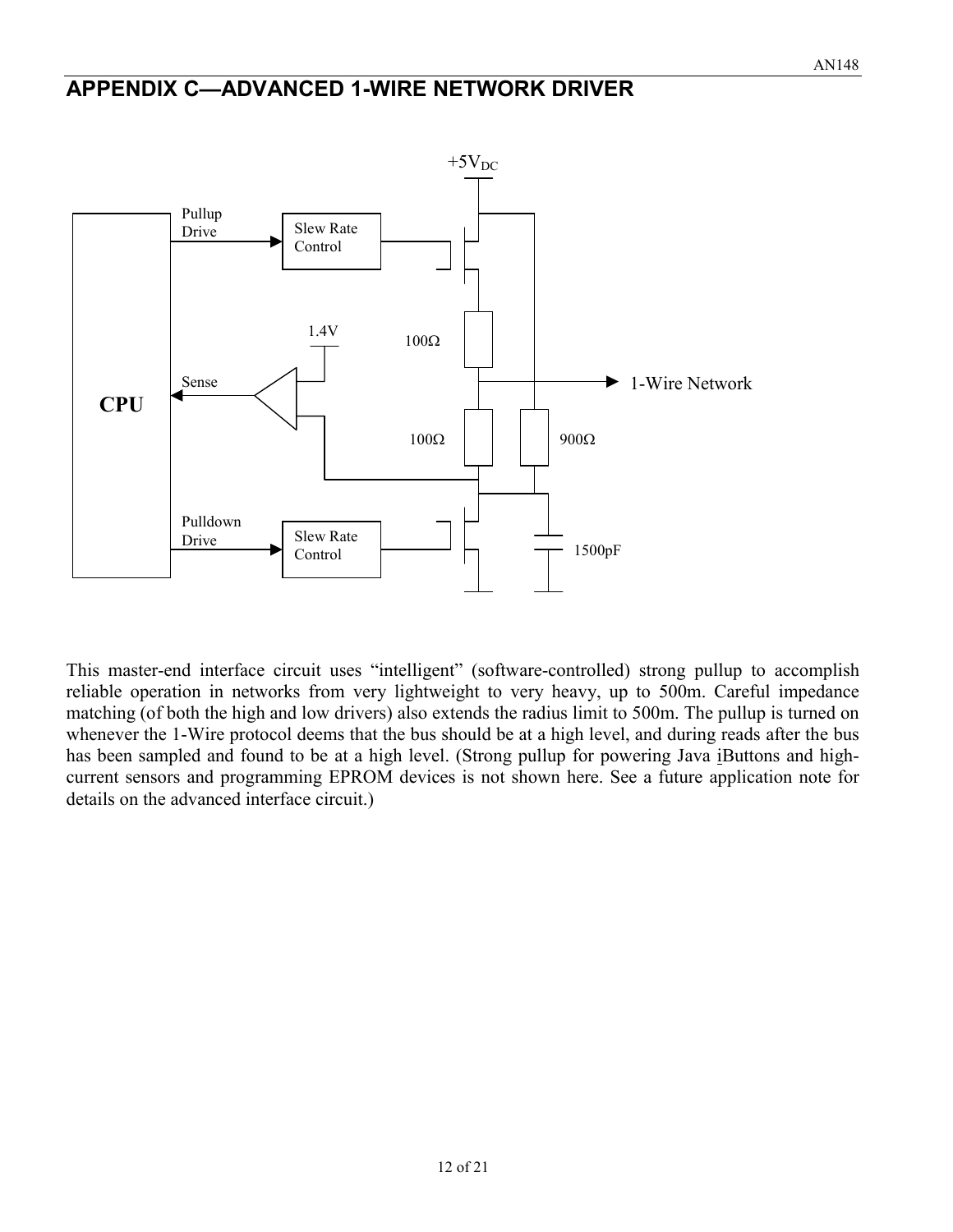# APPENDIX C—ADVANCED 1-WIRE NETWORK DRIVER

This master-end interface circuit uses "intelligent" (software-controlled) strong pullup to accomplish reliable operation in networks from very lightweight to very heavy, up to 500m. Careful impedance matching (of both the high and low drivers) also extends the radius limit to 500m. The pullup is turned on whenever the 1-Wire protocol deems that the bus should be at a high level, and during reads after the bus has been sampled and found to be at a high level. (Strong pullup for powering Java iButtons and high-current sensors and programming EPROM devices is not shown here. See a future application note for details on the advanced interface circuit.)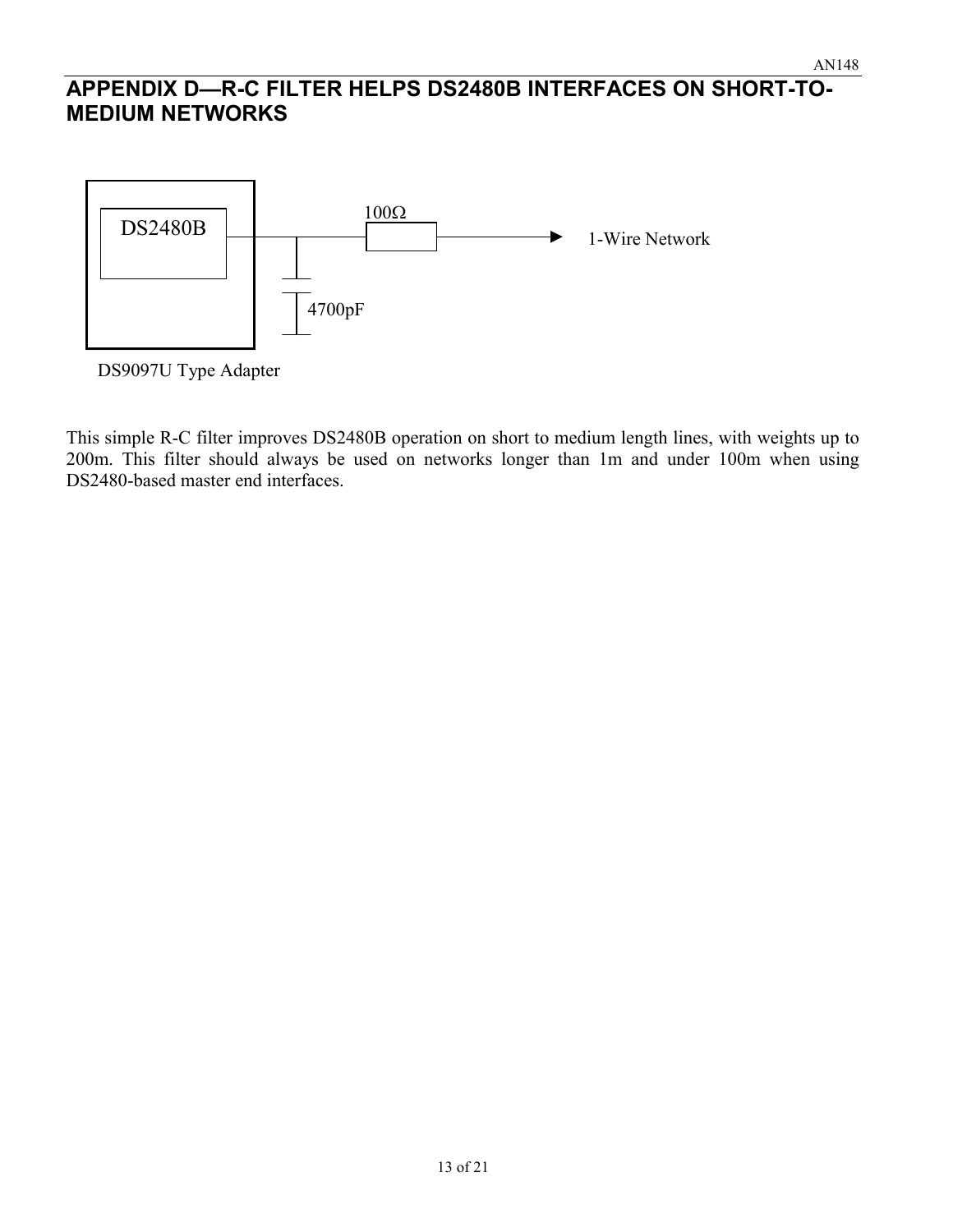## APPENDIX D—R-C FILTER HELPS DS2480B INTERFACES ON SHORT-TO-MEDIUM NETWORKS

DS2480B

100Ω

1-Wire Network

4700pF

DS9097U Type Adapter

This simple R-C filter improves DS2480B operation on short to medium length lines, with weights up to 200m. This filter should always be used on networks longer than 1m and under 100m when using DS2480-based master end interfaces.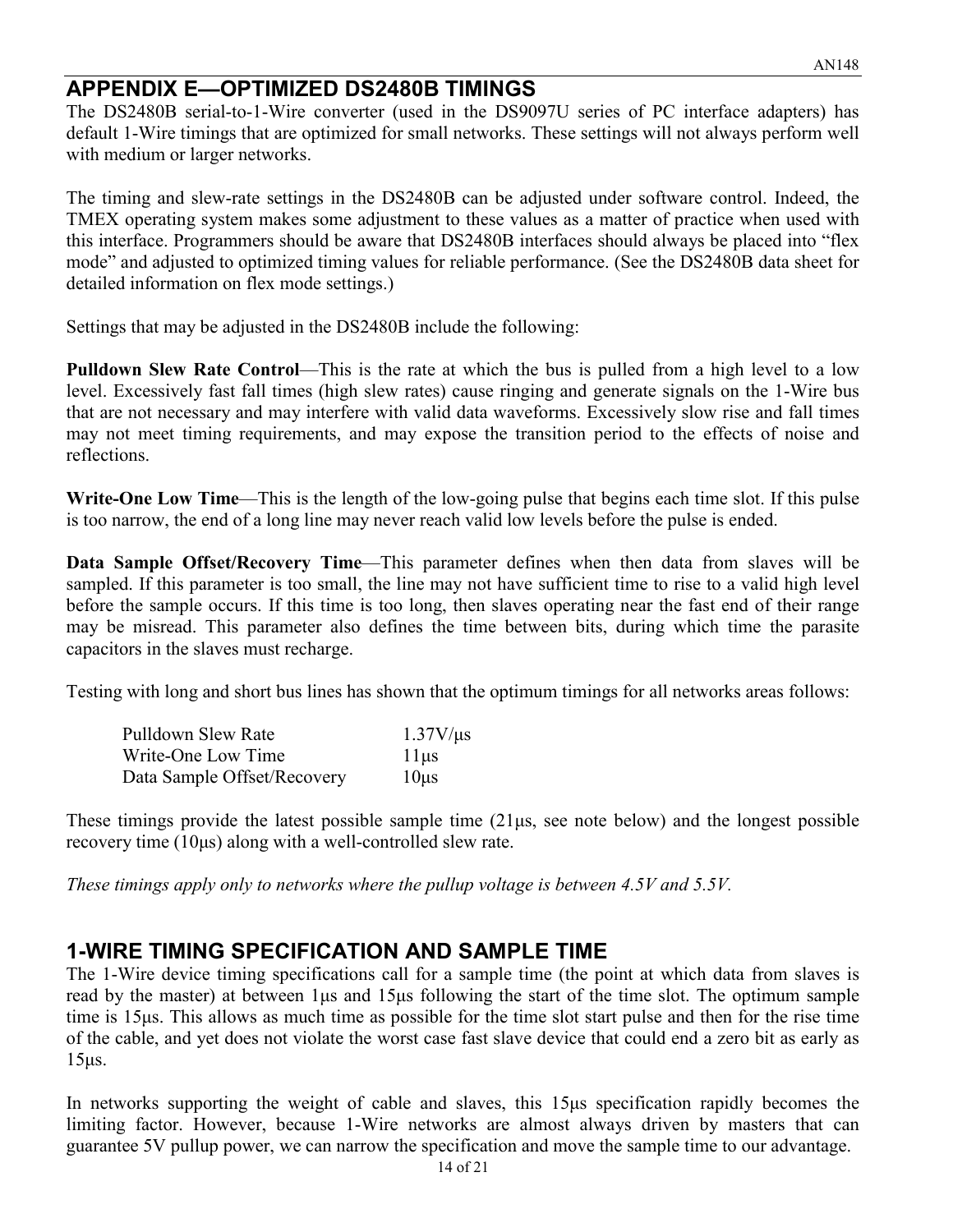## APPENDIX E—OPTIMIZED DS2480B TIMINGS

The DS2480B serial-to-1-Wire converter (used in the DS9097U series of PC interface adapters) has default 1-Wire timings that are optimized for small networks. These settings will not always perform well with medium or larger networks.

The timing and slew-rate settings in the DS2480B can be adjusted under software control. Indeed, the TMEX operating system makes some adjustment to these values as a matter of practice when used with this interface. Programmers should be aware that DS2480B interfaces should always be placed into "flex mode" and adjusted to optimized timing values for reliable performance. (See the DS2480B data sheet for detailed information on flex mode settings.)

Settings that may be adjusted in the DS2480B include the following:

**Pulldown Slew Rate Control**—This is the rate at which the bus is pulled from a high level to a low level. Excessively fast fall times (high slew rates) cause ringing and generate signals on the 1-Wire bus that are not necessary and may interfere with valid data waveforms. Excessively slow rise and fall times may not meet timing requirements, and may expose the transition period to the effects of noise and reflections.

**Write-One Low Time**—This is the length of the low-going pulse that begins each time slot. If this pulse is too narrow, the end of a long line may never reach valid low levels before the pulse is ended.

**Data Sample Offset/Recovery Time**—This parameter defines when then data from slaves will be sampled. If this parameter is too small, the line may not have sufficient time to rise to a valid high level before the sample occurs. If this time is too long, then slaves operating near the fast end of their range may be misread. This parameter also defines the time between bits, during which time the parasite capacitors in the slaves must recharge.

Testing with long and short bus lines has shown that the optimum timings for all networks areas follows:

| | |
|---|---|
| Pulldown Slew Rate | 1.37V/µs |
| Write-One Low Time | 11µs |
| Data Sample Offset/Recovery | 10µs |

These timings provide the latest possible sample time (21µs, see note below) and the longest possible recovery time (10µs) along with a well-controlled slew rate.

*These timings apply only to networks where the pullup voltage is between 4.5V and 5.5V.*

## 1-WIRE TIMING SPECIFICATION AND SAMPLE TIME

The 1-Wire device timing specifications call for a sample time (the point at which data from slaves is read by the master) at between 1µs and 15µs following the start of the time slot. The optimum sample time is 15µs. This allows as much time as possible for the time slot start pulse and then for the rise time of the cable, and yet does not violate the worst case fast slave device that could end a zero bit as early as 15µs.

In networks supporting the weight of cable and slaves, this 15µs specification rapidly becomes the limiting factor. However, because 1-Wire networks are almost always driven by masters that can guarantee 5V pullup power, we can narrow the specification and move the sample time to our advantage.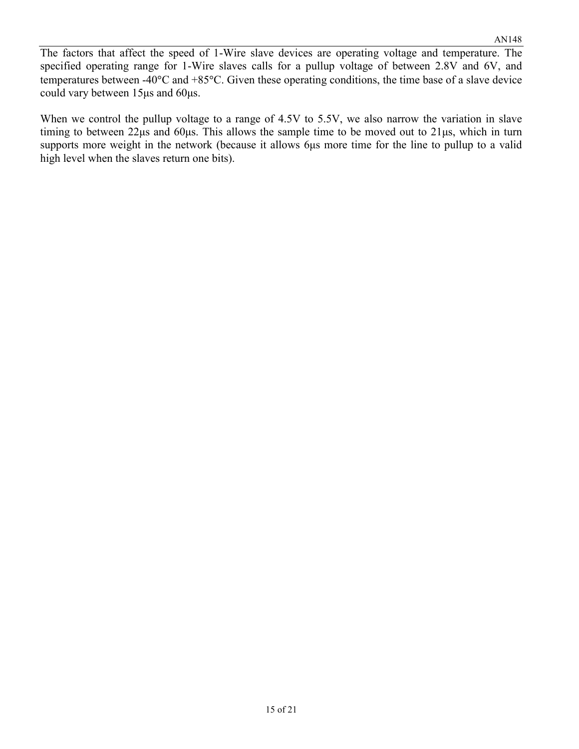The factors that affect the speed of 1-Wire slave devices are operating voltage and temperature. The specified operating range for 1-Wire slaves calls for a pullup voltage of between 2.8V and 6V, and temperatures between -40°C and +85°C. Given these operating conditions, the time base of a slave device could vary between 15µs and 60µs.

When we control the pullup voltage to a range of 4.5V to 5.5V, we also narrow the variation in slave timing to between 22µs and 60µs. This allows the sample time to be moved out to 21µs, which in turn supports more weight in the network (because it allows 6µs more time for the line to pullup to a valid high level when the slaves return one bits).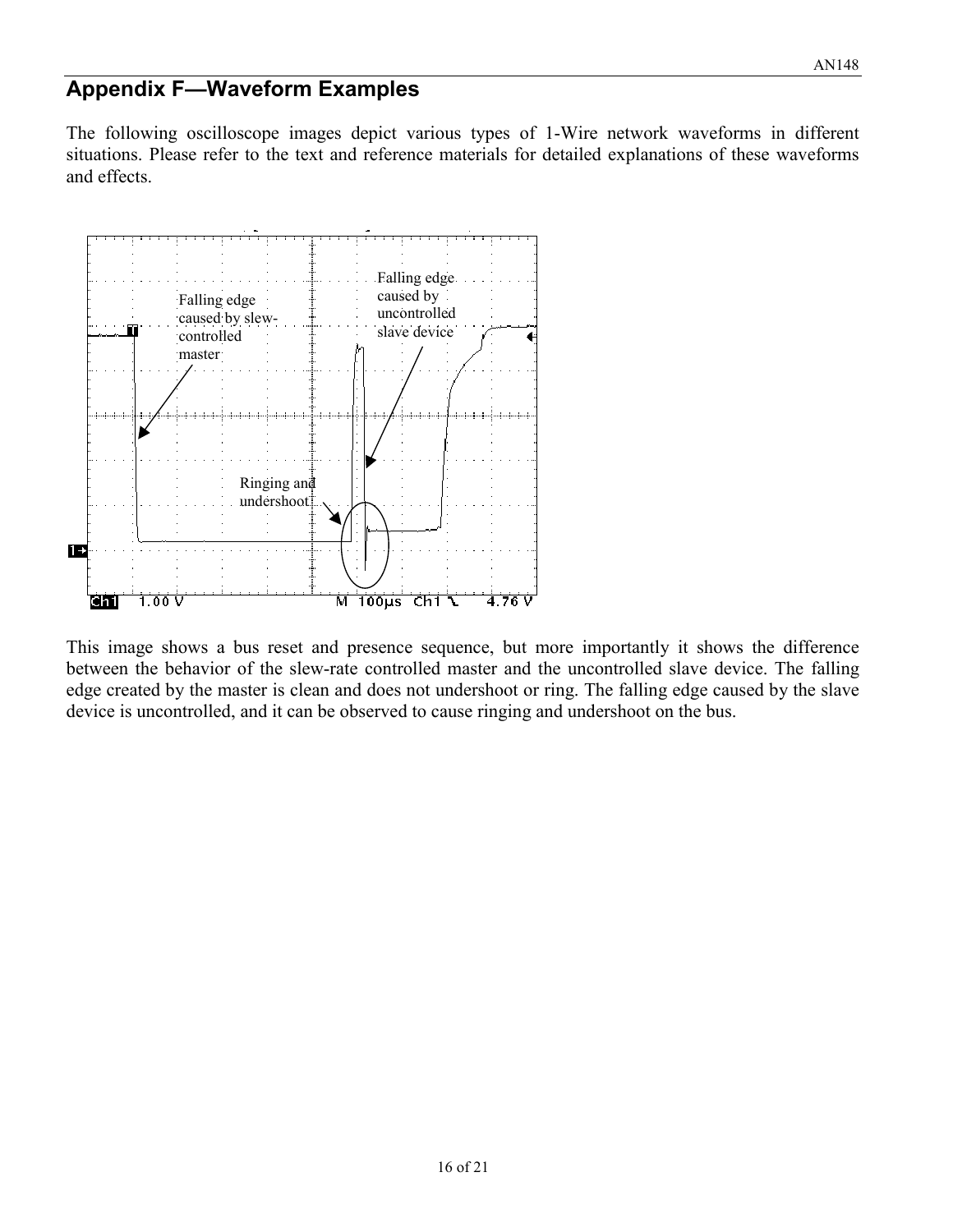# Appendix F—Waveform Examples

The following oscilloscope images depict various types of 1-Wire network waveforms in different situations. Please refer to the text and reference materials for detailed explanations of these waveforms and effects.

This image shows a bus reset and presence sequence, but more importantly it shows the difference between the behavior of the slew-rate controlled master and the uncontrolled slave device. The falling edge created by the master is clean and does not undershoot or ring. The falling edge caused by the slave device is uncontrolled, and it can be observed to cause ringing and undershoot on the bus.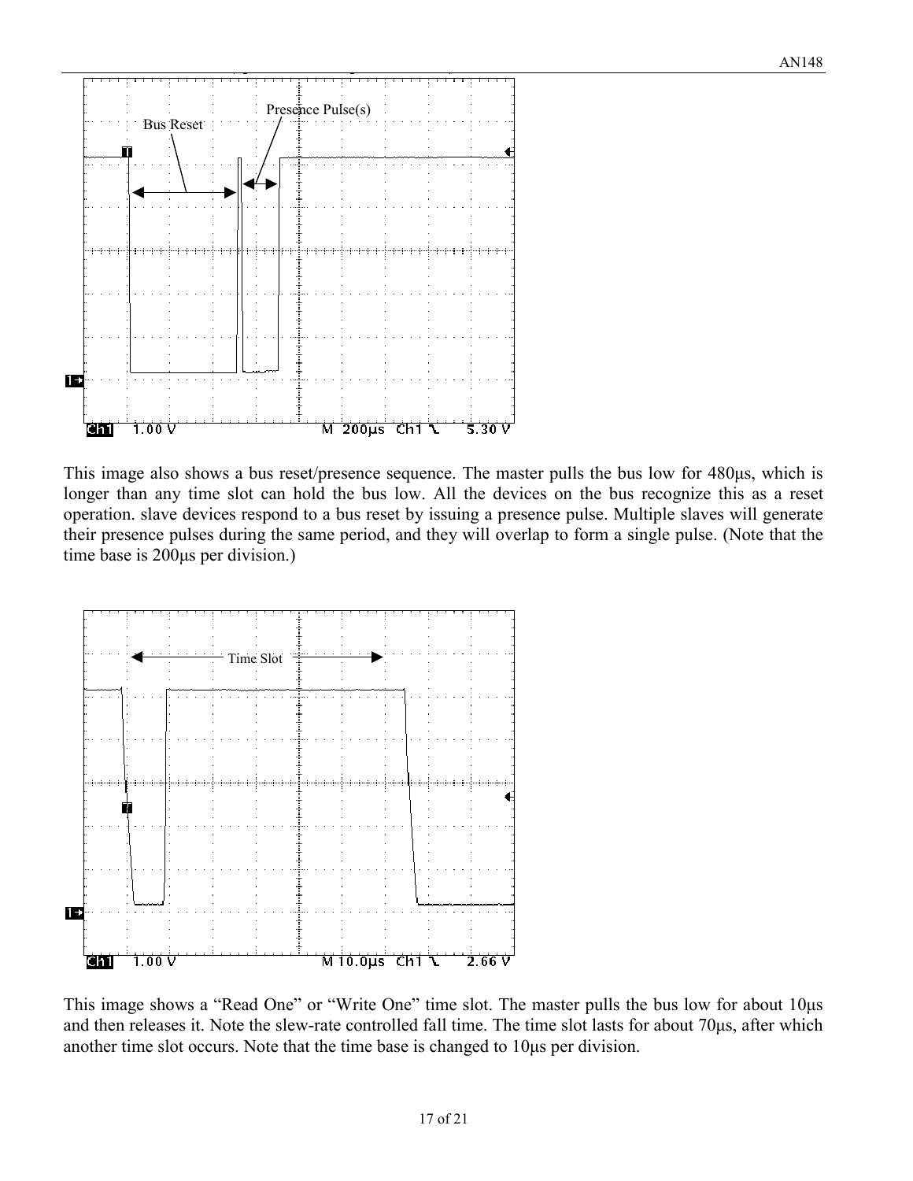This image also shows a bus reset/presence sequence. The master pulls the bus low for 480µs, which is longer than any time slot can hold the bus low. All the devices on the bus recognize this as a reset operation. slave devices respond to a bus reset by issuing a presence pulse. Multiple slaves will generate their presence pulses during the same period, and they will overlap to form a single pulse. (Note that the time base is 200µs per division.)

This image shows a “Read One” or “Write One” time slot. The master pulls the bus low for about 10µs and then releases it. Note the slew-rate controlled fall time. The time slot lasts for about 70µs, after which another time slot occurs. Note that the time base is changed to 10µs per division.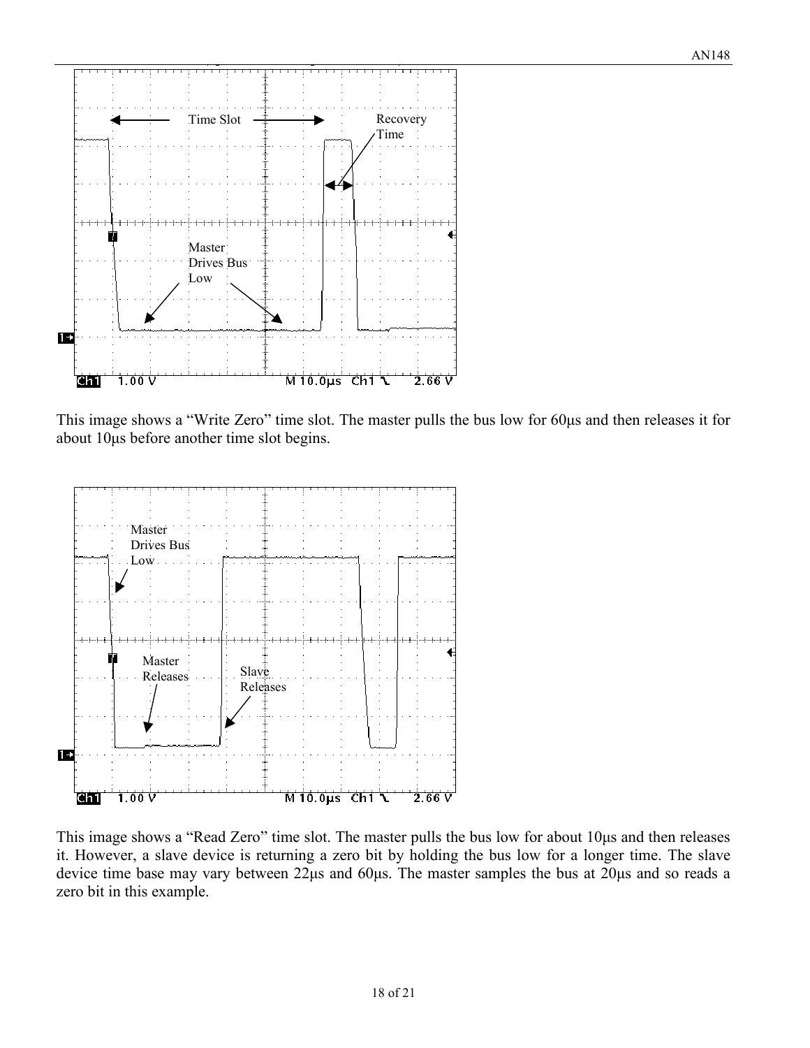This image shows a "Write Zero" time slot. The master pulls the bus low for 60μs and then releases it for about 10μs before another time slot begins.

This image shows a "Read Zero" time slot. The master pulls the bus low for about 10μs and then releases it. However, a slave device is returning a zero bit by holding the bus low for a longer time. The slave device time base may vary between 22μs and 60μs. The master samples the bus at 20μs and so reads a zero bit in this example.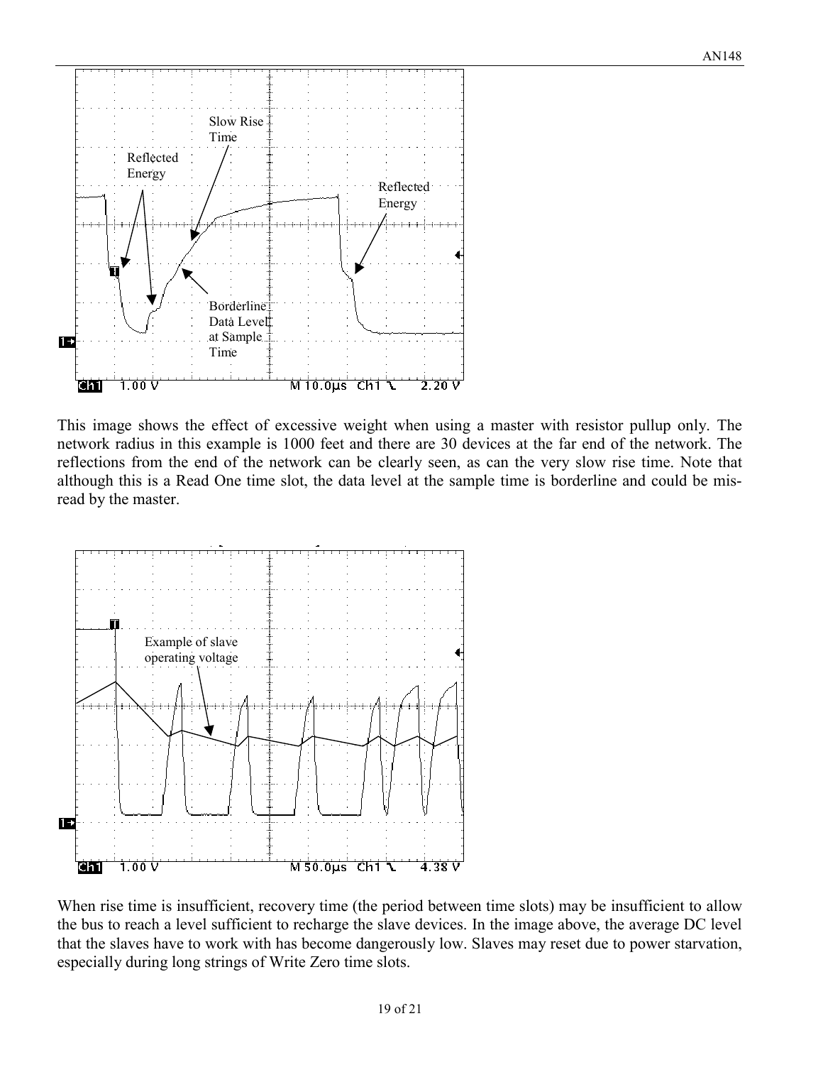This image shows the effect of excessive weight when using a master with resistor pullup only. The network radius in this example is 1000 feet and there are 30 devices at the far end of the network. The reflections from the end of the network can be clearly seen, as can the very slow rise time. Note that although this is a Read One time slot, the data level at the sample time is borderline and could be misread by the master.

When rise time is insufficient, recovery time (the period between time slots) may be insufficient to allow the bus to reach a level sufficient to recharge the slave devices. In the image above, the average DC level that the slaves have to work with has become dangerously low. Slaves may reset due to power starvation, especially during long strings of Write Zero time slots.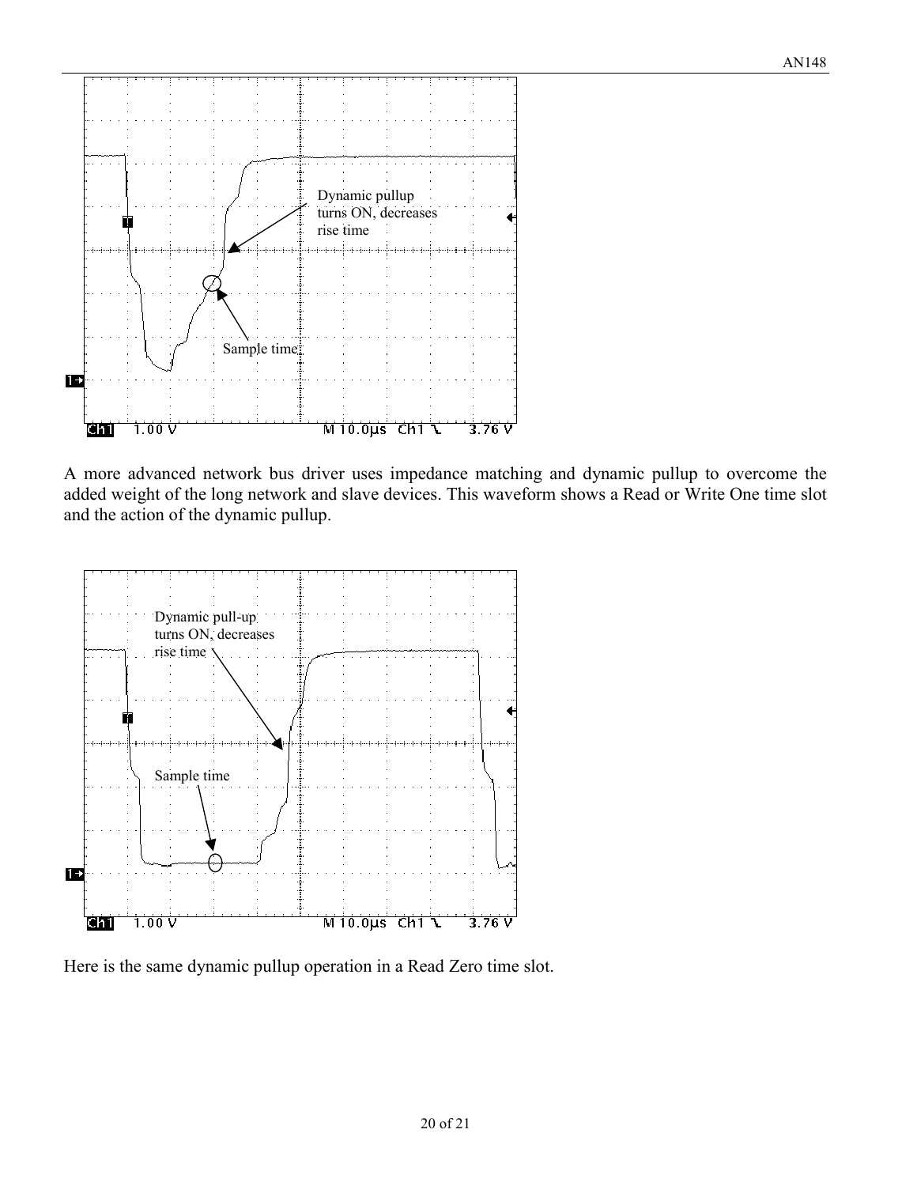A more advanced network bus driver uses impedance matching and dynamic pullup to overcome the added weight of the long network and slave devices. This waveform shows a Read or Write One time slot and the action of the dynamic pullup.

Here is the same dynamic pullup operation in a Read Zero time slot.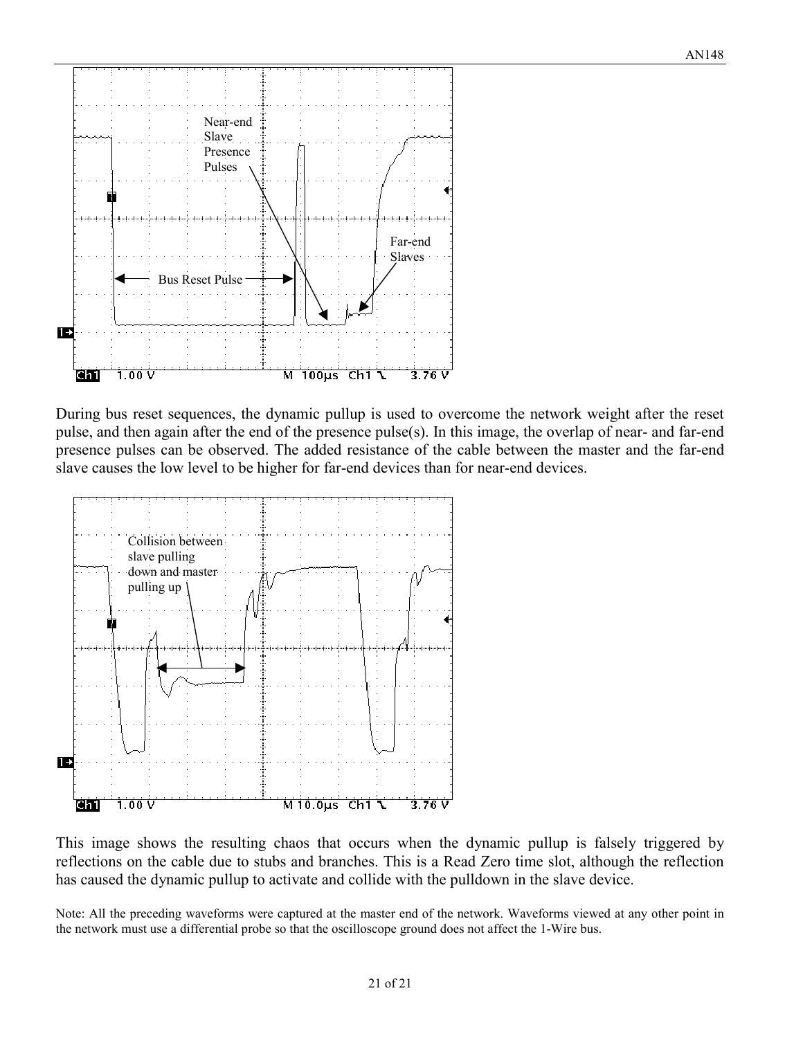Near-end Slave Presence Pulses

Far-end Slaves

Bus Reset Pulse

Ch1 1.00 V M 100µs Ch1 ↘ 3.76 V

During bus reset sequences, the dynamic pullup is used to overcome the network weight after the reset pulse, and then again after the end of the presence pulse(s). In this image, the overlap of near- and far-end presence pulses can be observed. The added resistance of the cable between the master and the far-end slave causes the low level to be higher for far-end devices than for near-end devices.

Collision between slave pulling down and master pulling up

Ch1 1.00 V M 10.0µs Ch1 ↘ 3.76 V

This image shows the resulting chaos that occurs when the dynamic pullup is falsely triggered by reflections on the cable due to stubs and branches. This is a Read Zero time slot, although the reflection has caused the dynamic pullup to activate and collide with the pulldown in the slave device.

Note: All the preceding waveforms were captured at the master end of the network. Waveforms viewed at any other point in the network must use a differential probe so that the oscilloscope ground does not affect the 1-Wire bus.